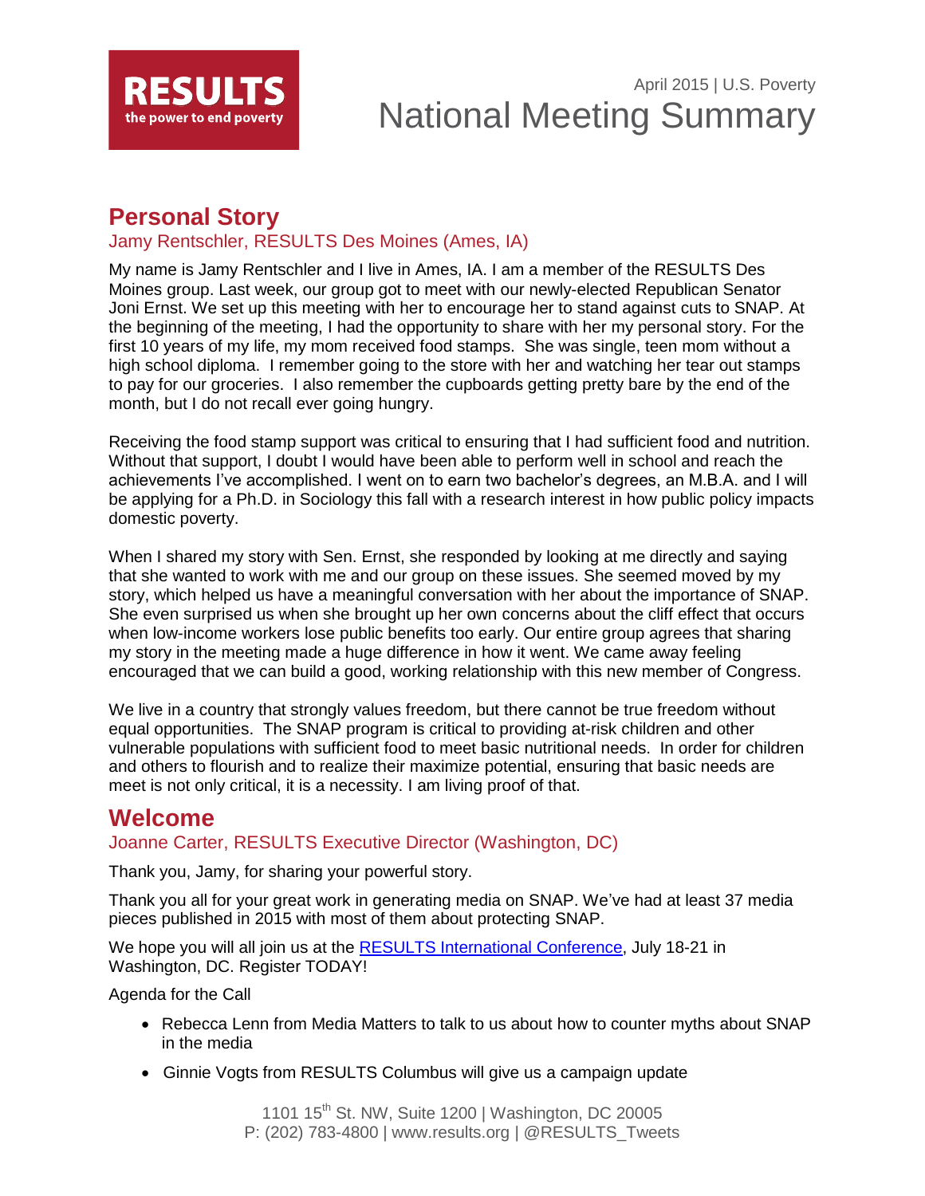# National Meeting Summary

April 2015 | U.S. Poverty

## Personal Story

### Jamy Rentschler, RESULTS Des Moines (Ames, IA)

My name is Jamy Rentschler and I live in Ames, IA. I am a member of the RESULTS Des Moines group. Last week, our group got to meet with our newly-elected Republican Senator Joni Ernst. We set up this meeting with her to encourage her to stand against cuts to SNAP. At the beginning of the meeting, I had the opportunity to share with her my personal story. For the first 10 years of my life, my mom received food stamps. She was single, teen mom without a high school diploma. I remember going to the store with her and watching her tear out stamps to pay for our groceries. I also remember the cupboards getting pretty bare by the end of the month, but I do not recall ever going hungry.

Receiving the food stamp support was critical to ensuring that I had sufficient food and nutrition. Without that support, I doubt I would have been able to perform well in school and reach the achievements I've accomplished. I went on to earn two bachelor's degrees, an M.B.A. and I will be applying for a Ph.D. in Sociology this fall with a research interest in how public policy impacts domestic poverty.

When I shared my story with Sen. Ernst, she responded by looking at me directly and saying that she wanted to work with me and our group on these issues. She seemed moved by my story, which helped us have a meaningful conversation with her about the importance of SNAP. She even surprised us when she brought up her own concerns about the cliff effect that occurs when low-income workers lose public benefits too early. Our entire group agrees that sharing my story in the meeting made a huge difference in how it went. We came away feeling encouraged that we can build a good, working relationship with this new member of Congress.

We live in a country that strongly values freedom, but there cannot be true freedom without equal opportunities. The SNAP program is critical to providing at-risk children and other vulnerable populations with sufficient food to meet basic nutritional needs. In order for children and others to flourish and to realize their maximize potential, ensuring that basic needs are meet is not only critical, it is a necessity. I am living proof of that.

## Welcome

### Joanne Carter, RESULTS Executive Director (Washington, DC)

Thank you, Jamy, for sharing your powerful story.

Thank you all for your great work in generating media on SNAP. We've had at least 37 media pieces published in 2015 with most of them about protecting SNAP.

We hope you will all join us at the RESULTS International Conference, July 18-21 in Washington, DC. Register TODAY!

Agenda for the Call

- Rebecca Lenn from Media Matters to talk to us about how to counter myths about SNAP in the media
- Ginnie Vogts from RESULTS Columbus will give us a campaign update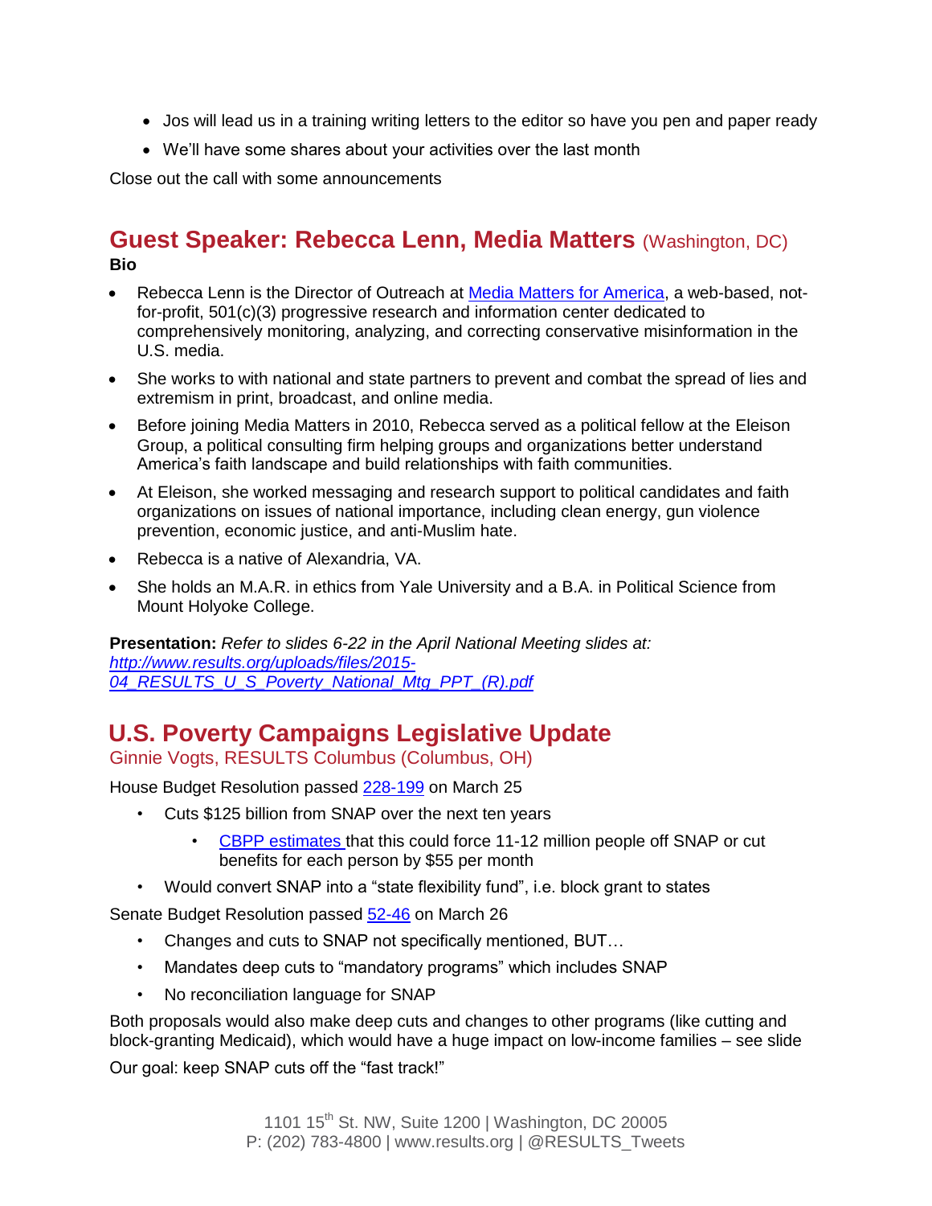- Jos will lead us in a training writing letters to the editor so have you pen and paper ready
- We'll have some shares about your activities over the last month

Close out the call with some announcements

## Guest Speaker: Rebecca Lenn, Media Matters (Washington, DC)

**Bio**

- Rebecca Lenn is the Director of Outreach at [Media Matters for America](), a web-based, not-for-profit, 501(c)(3) progressive research and information center dedicated to comprehensively monitoring, analyzing, and correcting conservative misinformation in the U.S. media.
- She works to with national and state partners to prevent and combat the spread of lies and extremism in print, broadcast, and online media.
- Before joining Media Matters in 2010, Rebecca served as a political fellow at the Eleison Group, a political consulting firm helping groups and organizations better understand America's faith landscape and build relationships with faith communities.
- At Eleison, she worked messaging and research support to political candidates and faith organizations on issues of national importance, including clean energy, gun violence prevention, economic justice, and anti-Muslim hate.
- Rebecca is a native of Alexandria, VA.
- She holds an M.A.R. in ethics from Yale University and a B.A. in Political Science from Mount Holyoke College.

**Presentation:** *Refer to slides 6-22 in the April National Meeting slides at:* *[http://www.results.org/uploads/files/2015-04_RESULTS_U_S_Poverty_National_Mtg_PPT_(R).pdf](http://www.results.org/uploads/files/2015-04_RESULTS_U_S_Poverty_National_Mtg_PPT_(R).pdf)*

## U.S. Poverty Campaigns Legislative Update

Ginnie Vogts, RESULTS Columbus (Columbus, OH)

House Budget Resolution passed [228-199]() on March 25

- Cuts $125 billion from SNAP over the next ten years
  - [CBPP estimates]() that this could force 11-12 million people off SNAP or cut benefits for each person by $55 per month
- Would convert SNAP into a "state flexibility fund", i.e. block grant to states

Senate Budget Resolution passed [52-46]() on March 26

- Changes and cuts to SNAP not specifically mentioned, BUT…
- Mandates deep cuts to "mandatory programs" which includes SNAP
- No reconciliation language for SNAP

Both proposals would also make deep cuts and changes to other programs (like cutting and block-granting Medicaid), which would have a huge impact on low-income families – see slide

Our goal: keep SNAP cuts off the "fast track!"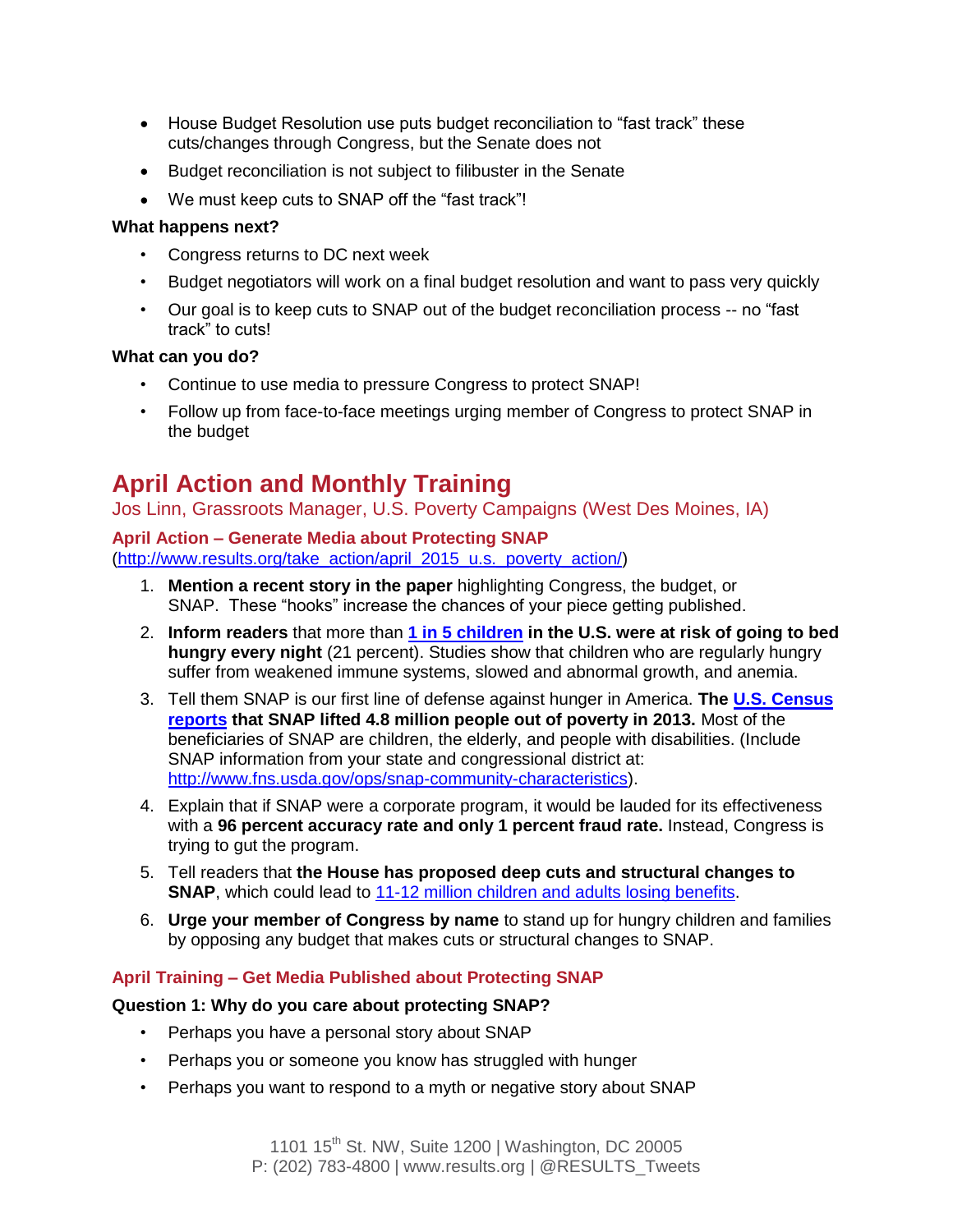- House Budget Resolution use puts budget reconciliation to "fast track" these cuts/changes through Congress, but the Senate does not
- Budget reconciliation is not subject to filibuster in the Senate
- We must keep cuts to SNAP off the "fast track"!

**What happens next?**

- Congress returns to DC next week
- Budget negotiators will work on a final budget resolution and want to pass very quickly
- Our goal is to keep cuts to SNAP out of the budget reconciliation process -- no "fast track" to cuts!

**What can you do?**

- Continue to use media to pressure Congress to protect SNAP!
- Follow up from face-to-face meetings urging member of Congress to protect SNAP in the budget

## April Action and Monthly Training

Jos Linn, Grassroots Manager, U.S. Poverty Campaigns (West Des Moines, IA)

### April Action – Generate Media about Protecting SNAP

(http://www.results.org/take_action/april_2015_u.s._poverty_action/)

1. **Mention a recent story in the paper** highlighting Congress, the budget, or SNAP. These "hooks" increase the chances of your piece getting published.
2. **Inform readers** that more than **1 in 5 children in the U.S. were at risk of going to bed hungry every night** (21 percent). Studies show that children who are regularly hungry suffer from weakened immune systems, slowed and abnormal growth, and anemia.
3. Tell them SNAP is our first line of defense against hunger in America. **The U.S. Census reports that SNAP lifted 4.8 million people out of poverty in 2013.** Most of the beneficiaries of SNAP are children, the elderly, and people with disabilities. (Include SNAP information from your state and congressional district at: http://www.fns.usda.gov/ops/snap-community-characteristics).
4. Explain that if SNAP were a corporate program, it would be lauded for its effectiveness with a **96 percent accuracy rate and only 1 percent fraud rate.** Instead, Congress is trying to gut the program.
5. Tell readers that **the House has proposed deep cuts and structural changes to SNAP**, which could lead to 11-12 million children and adults losing benefits.
6. **Urge your member of Congress by name** to stand up for hungry children and families by opposing any budget that makes cuts or structural changes to SNAP.

### April Training – Get Media Published about Protecting SNAP

**Question 1: Why do you care about protecting SNAP?**

- Perhaps you have a personal story about SNAP
- Perhaps you or someone you know has struggled with hunger
- Perhaps you want to respond to a myth or negative story about SNAP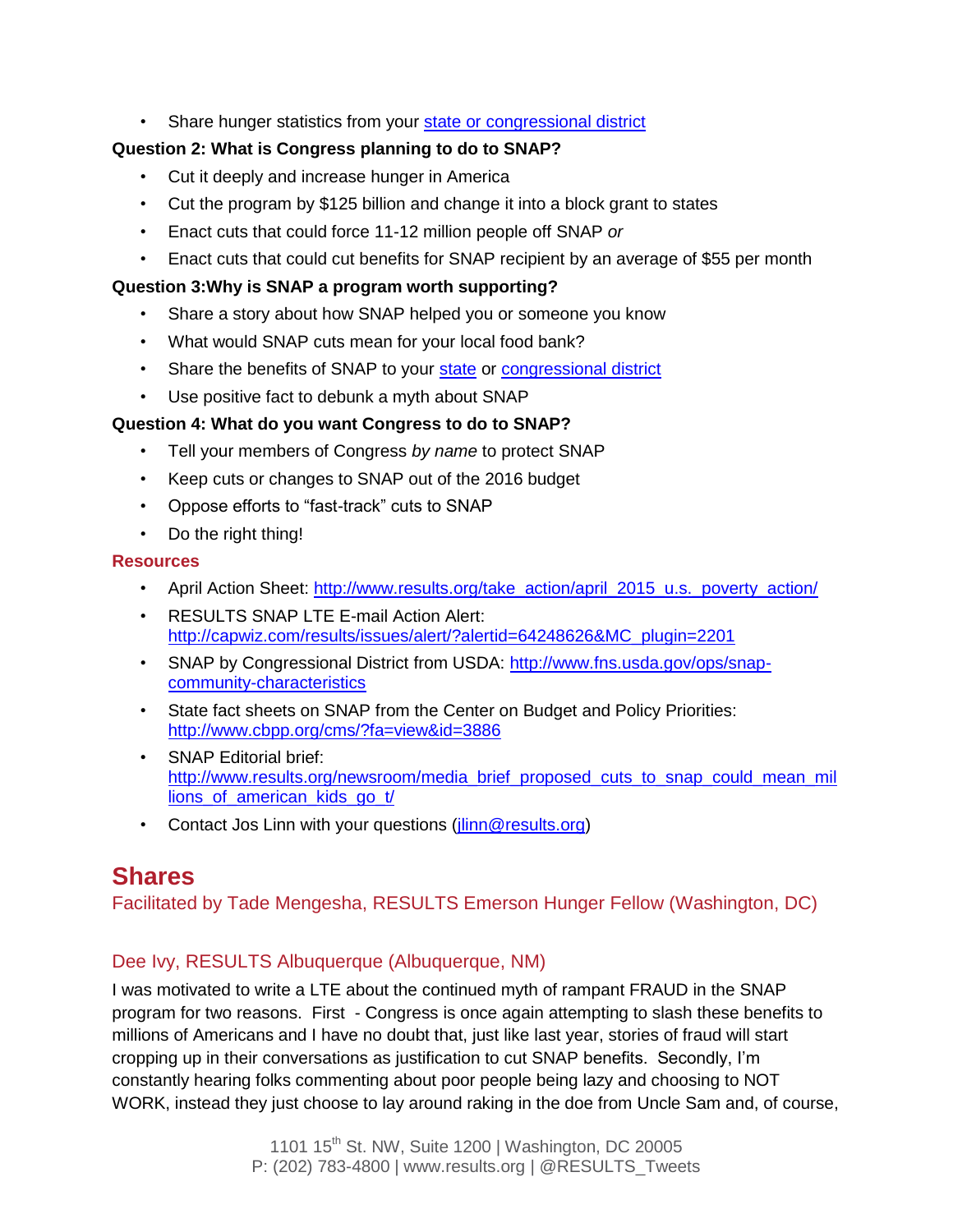- Share hunger statistics from your [state or congressional district]

**Question 2: What is Congress planning to do to SNAP?**

- Cut it deeply and increase hunger in America
- Cut the program by $125 billion and change it into a block grant to states
- Enact cuts that could force 11-12 million people off SNAP *or*
- Enact cuts that could cut benefits for SNAP recipient by an average of $55 per month

**Question 3:Why is SNAP a program worth supporting?**

- Share a story about how SNAP helped you or someone you know
- What would SNAP cuts mean for your local food bank?
- Share the benefits of SNAP to your state or congressional district
- Use positive fact to debunk a myth about SNAP

**Question 4: What do you want Congress to do to SNAP?**

- Tell your members of Congress *by name* to protect SNAP
- Keep cuts or changes to SNAP out of the 2016 budget
- Oppose efforts to "fast-track" cuts to SNAP
- Do the right thing!

**Resources**

- April Action Sheet: http://www.results.org/take_action/april_2015_u.s._poverty_action/
- RESULTS SNAP LTE E-mail Action Alert: http://capwiz.com/results/issues/alert/?alertid=64248626&MC_plugin=2201
- SNAP by Congressional District from USDA: http://www.fns.usda.gov/ops/snap-community-characteristics
- State fact sheets on SNAP from the Center on Budget and Policy Priorities: http://www.cbpp.org/cms/?fa=view&id=3886
- SNAP Editorial brief: http://www.results.org/newsroom/media_brief_proposed_cuts_to_snap_could_mean_millions_of_american_kids_go_t/
- Contact Jos Linn with your questions (jlinn@results.org)

# Shares

Facilitated by Tade Mengesha, RESULTS Emerson Hunger Fellow (Washington, DC)

## Dee Ivy, RESULTS Albuquerque (Albuquerque, NM)

I was motivated to write a LTE about the continued myth of rampant FRAUD in the SNAP program for two reasons. First - Congress is once again attempting to slash these benefits to millions of Americans and I have no doubt that, just like last year, stories of fraud will start cropping up in their conversations as justification to cut SNAP benefits. Secondly, I'm constantly hearing folks commenting about poor people being lazy and choosing to NOT WORK, instead they just choose to lay around raking in the doe from Uncle Sam and, of course,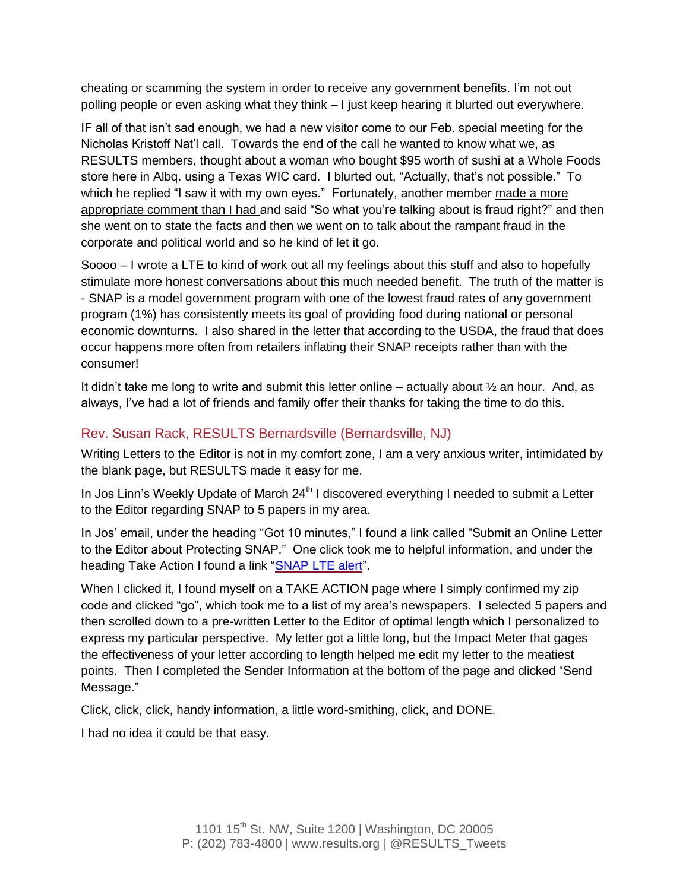cheating or scamming the system in order to receive any government benefits. I'm not out polling people or even asking what they think – I just keep hearing it blurted out everywhere.

IF all of that isn't sad enough, we had a new visitor come to our Feb. special meeting for the Nicholas Kristoff Nat'l call. Towards the end of the call he wanted to know what we, as RESULTS members, thought about a woman who bought $95 worth of sushi at a Whole Foods store here in Albq. using a Texas WIC card. I blurted out, "Actually, that's not possible." To which he replied "I saw it with my own eyes." Fortunately, another member made a more appropriate comment than I had and said "So what you're talking about is fraud right?" and then she went on to state the facts and then we went on to talk about the rampant fraud in the corporate and political world and so he kind of let it go.

Soooo – I wrote a LTE to kind of work out all my feelings about this stuff and also to hopefully stimulate more honest conversations about this much needed benefit. The truth of the matter is - SNAP is a model government program with one of the lowest fraud rates of any government program (1%) has consistently meets its goal of providing food during national or personal economic downturns. I also shared in the letter that according to the USDA, the fraud that does occur happens more often from retailers inflating their SNAP receipts rather than with the consumer!

It didn't take me long to write and submit this letter online – actually about ½ an hour. And, as always, I've had a lot of friends and family offer their thanks for taking the time to do this.

## Rev. Susan Rack, RESULTS Bernardsville (Bernardsville, NJ)

Writing Letters to the Editor is not in my comfort zone, I am a very anxious writer, intimidated by the blank page, but RESULTS made it easy for me.

In Jos Linn's Weekly Update of March 24th I discovered everything I needed to submit a Letter to the Editor regarding SNAP to 5 papers in my area.

In Jos' email, under the heading "Got 10 minutes," I found a link called "Submit an Online Letter to the Editor about Protecting SNAP." One click took me to helpful information, and under the heading Take Action I found a link "SNAP LTE alert".

When I clicked it, I found myself on a TAKE ACTION page where I simply confirmed my zip code and clicked "go", which took me to a list of my area's newspapers. I selected 5 papers and then scrolled down to a pre-written Letter to the Editor of optimal length which I personalized to express my particular perspective. My letter got a little long, but the Impact Meter that gages the effectiveness of your letter according to length helped me edit my letter to the meatiest points. Then I completed the Sender Information at the bottom of the page and clicked "Send Message."

Click, click, click, handy information, a little word-smithing, click, and DONE.

I had no idea it could be that easy.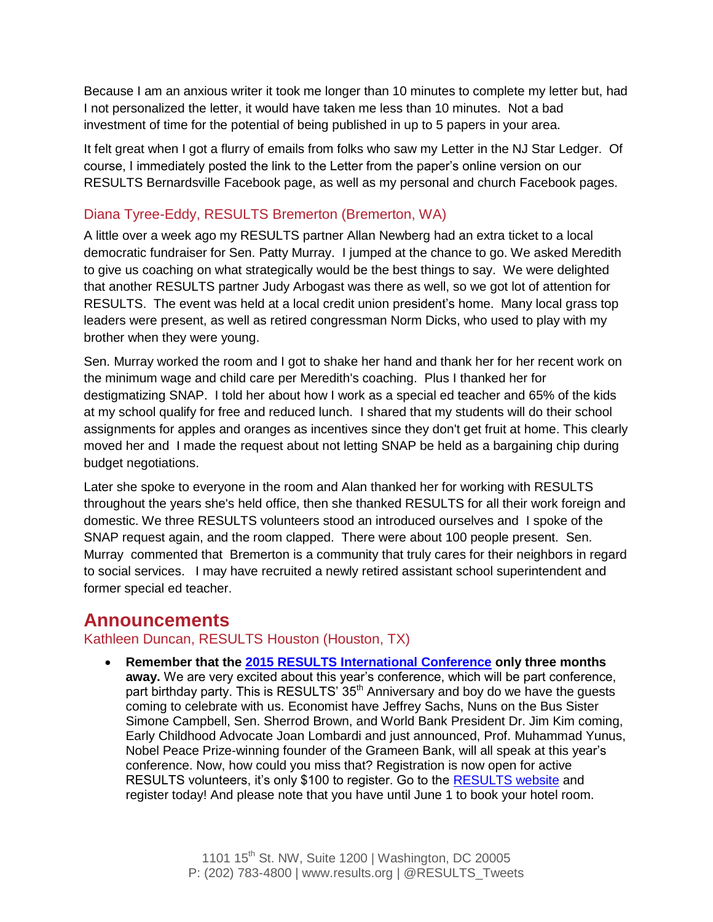Because I am an anxious writer it took me longer than 10 minutes to complete my letter but, had I not personalized the letter, it would have taken me less than 10 minutes. Not a bad investment of time for the potential of being published in up to 5 papers in your area.

It felt great when I got a flurry of emails from folks who saw my Letter in the NJ Star Ledger. Of course, I immediately posted the link to the Letter from the paper's online version on our RESULTS Bernardsville Facebook page, as well as my personal and church Facebook pages.

### Diana Tyree-Eddy, RESULTS Bremerton (Bremerton, WA)

A little over a week ago my RESULTS partner Allan Newberg had an extra ticket to a local democratic fundraiser for Sen. Patty Murray. I jumped at the chance to go. We asked Meredith to give us coaching on what strategically would be the best things to say. We were delighted that another RESULTS partner Judy Arbogast was there as well, so we got lot of attention for RESULTS. The event was held at a local credit union president's home. Many local grass top leaders were present, as well as retired congressman Norm Dicks, who used to play with my brother when they were young.

Sen. Murray worked the room and I got to shake her hand and thank her for her recent work on the minimum wage and child care per Meredith's coaching. Plus I thanked her for destigmatizing SNAP. I told her about how I work as a special ed teacher and 65% of the kids at my school qualify for free and reduced lunch. I shared that my students will do their school assignments for apples and oranges as incentives since they don't get fruit at home. This clearly moved her and I made the request about not letting SNAP be held as a bargaining chip during budget negotiations.

Later she spoke to everyone in the room and Alan thanked her for working with RESULTS throughout the years she's held office, then she thanked RESULTS for all their work foreign and domestic. We three RESULTS volunteers stood an introduced ourselves and I spoke of the SNAP request again, and the room clapped. There were about 100 people present. Sen. Murray commented that Bremerton is a community that truly cares for their neighbors in regard to social services. I may have recruited a newly retired assistant school superintendent and former special ed teacher.

## Announcements

### Kathleen Duncan, RESULTS Houston (Houston, TX)

- **Remember that the 2015 RESULTS International Conference only three months away.** We are very excited about this year's conference, which will be part conference, part birthday party. This is RESULTS' 35th Anniversary and boy do we have the guests coming to celebrate with us. Economist have Jeffrey Sachs, Nuns on the Bus Sister Simone Campbell, Sen. Sherrod Brown, and World Bank President Dr. Jim Kim coming, Early Childhood Advocate Joan Lombardi and just announced, Prof. Muhammad Yunus, Nobel Peace Prize-winning founder of the Grameen Bank, will all speak at this year's conference. Now, how could you miss that? Registration is now open for active RESULTS volunteers, it's only $100 to register. Go to the RESULTS website and register today! And please note that you have until June 1 to book your hotel room.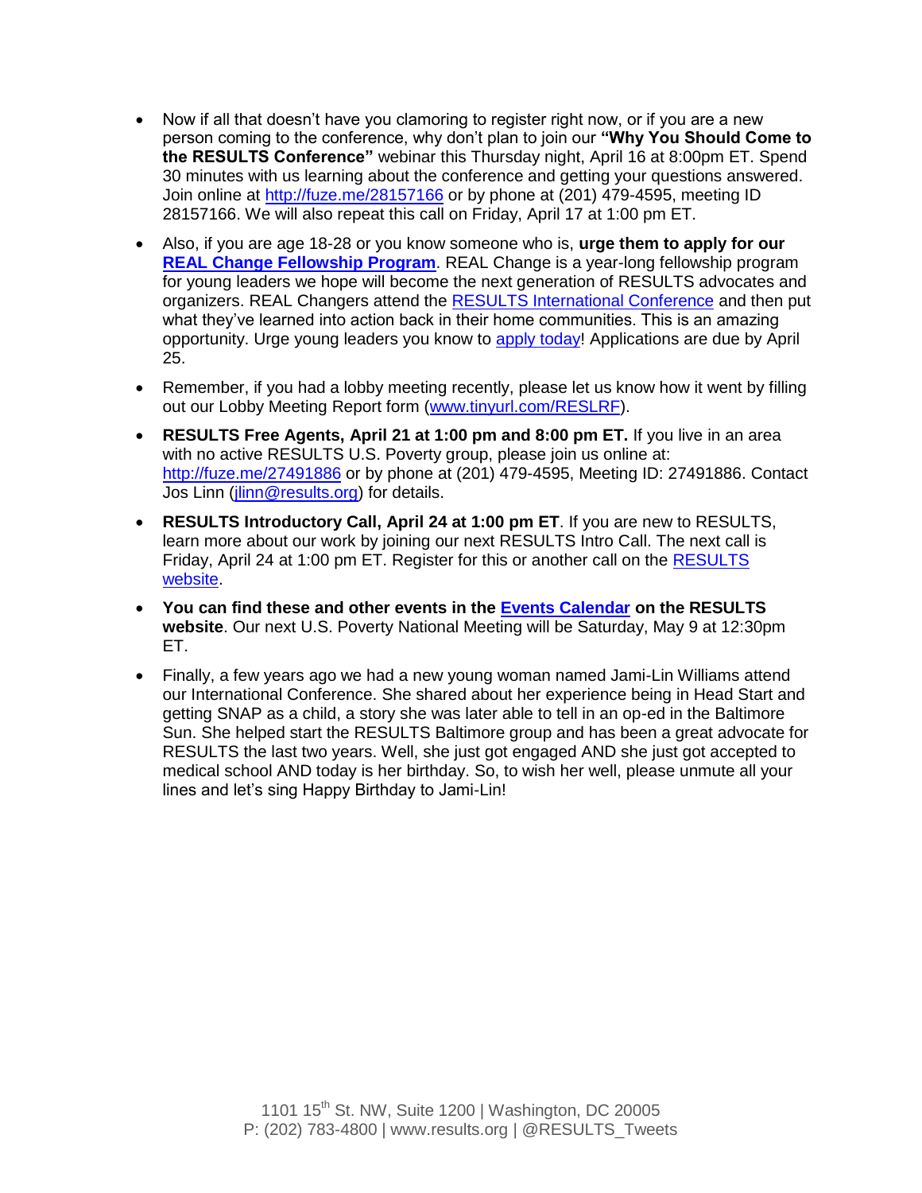- Now if all that doesn't have you clamoring to register right now, or if you are a new person coming to the conference, why don't plan to join our **"Why You Should Come to the RESULTS Conference"** webinar this Thursday night, April 16 at 8:00pm ET. Spend 30 minutes with us learning about the conference and getting your questions answered. Join online at http://fuze.me/28157166 or by phone at (201) 479-4595, meeting ID 28157166. We will also repeat this call on Friday, April 17 at 1:00 pm ET.

- Also, if you are age 18-28 or you know someone who is, **urge them to apply for our REAL Change Fellowship Program**. REAL Change is a year-long fellowship program for young leaders we hope will become the next generation of RESULTS advocates and organizers. REAL Changers attend the RESULTS International Conference and then put what they've learned into action back in their home communities. This is an amazing opportunity. Urge young leaders you know to apply today! Applications are due by April 25.

- Remember, if you had a lobby meeting recently, please let us know how it went by filling out our Lobby Meeting Report form (www.tinyurl.com/RESLRF).

- **RESULTS Free Agents, April 21 at 1:00 pm and 8:00 pm ET.** If you live in an area with no active RESULTS U.S. Poverty group, please join us online at: http://fuze.me/27491886 or by phone at (201) 479-4595, Meeting ID: 27491886. Contact Jos Linn (jlinn@results.org) for details.

- **RESULTS Introductory Call, April 24 at 1:00 pm ET**. If you are new to RESULTS, learn more about our work by joining our next RESULTS Intro Call. The next call is Friday, April 24 at 1:00 pm ET. Register for this or another call on the RESULTS website.

- **You can find these and other events in the Events Calendar on the RESULTS website**. Our next U.S. Poverty National Meeting will be Saturday, May 9 at 12:30pm ET.

- Finally, a few years ago we had a new young woman named Jami-Lin Williams attend our International Conference. She shared about her experience being in Head Start and getting SNAP as a child, a story she was later able to tell in an op-ed in the Baltimore Sun. She helped start the RESULTS Baltimore group and has been a great advocate for RESULTS the last two years. Well, she just got engaged AND she just got accepted to medical school AND today is her birthday. So, to wish her well, please unmute all your lines and let's sing Happy Birthday to Jami-Lin!